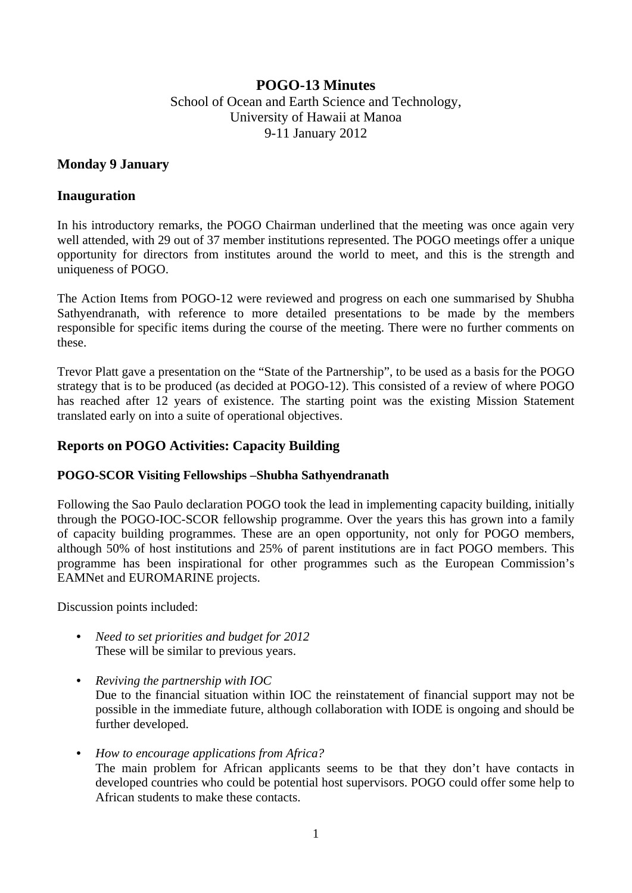# POGO-13 Minutes

School of Ocean and Earth Science and Technology,
University of Hawaii at Manoa
9-11 January 2012

### Monday 9 January

## Inauguration

In his introductory remarks, the POGO Chairman underlined that the meeting was once again very well attended, with 29 out of 37 member institutions represented. The POGO meetings offer a unique opportunity for directors from institutes around the world to meet, and this is the strength and uniqueness of POGO.

The Action Items from POGO-12 were reviewed and progress on each one summarised by Shubha Sathyendranath, with reference to more detailed presentations to be made by the members responsible for specific items during the course of the meeting. There were no further comments on these.

Trevor Platt gave a presentation on the "State of the Partnership", to be used as a basis for the POGO strategy that is to be produced (as decided at POGO-12). This consisted of a review of where POGO has reached after 12 years of existence. The starting point was the existing Mission Statement translated early on into a suite of operational objectives.

## Reports on POGO Activities: Capacity Building

### POGO-SCOR Visiting Fellowships –Shubha Sathyendranath

Following the Sao Paulo declaration POGO took the lead in implementing capacity building, initially through the POGO-IOC-SCOR fellowship programme. Over the years this has grown into a family of capacity building programmes. These are an open opportunity, not only for POGO members, although 50% of host institutions and 25% of parent institutions are in fact POGO members. This programme has been inspirational for other programmes such as the European Commission's EAMNet and EUROMARINE projects.

Discussion points included:

- *Need to set priorities and budget for 2012*
  These will be similar to previous years.

- *Reviving the partnership with IOC*
  Due to the financial situation within IOC the reinstatement of financial support may not be possible in the immediate future, although collaboration with IODE is ongoing and should be further developed.

- *How to encourage applications from Africa?*
  The main problem for African applicants seems to be that they don't have contacts in developed countries who could be potential host supervisors. POGO could offer some help to African students to make these contacts.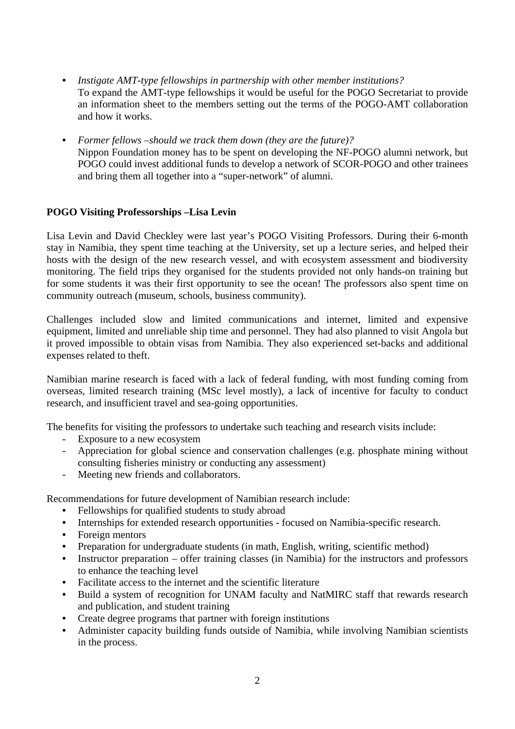- *Instigate AMT-type fellowships in partnership with other member institutions?*
  To expand the AMT-type fellowships it would be useful for the POGO Secretariat to provide an information sheet to the members setting out the terms of the POGO-AMT collaboration and how it works.

- *Former fellows –should we track them down (they are the future)?*
  Nippon Foundation money has to be spent on developing the NF-POGO alumni network, but POGO could invest additional funds to develop a network of SCOR-POGO and other trainees and bring them all together into a "super-network" of alumni.

**POGO Visiting Professorships –Lisa Levin**

Lisa Levin and David Checkley were last year's POGO Visiting Professors. During their 6-month stay in Namibia, they spent time teaching at the University, set up a lecture series, and helped their hosts with the design of the new research vessel, and with ecosystem assessment and biodiversity monitoring. The field trips they organised for the students provided not only hands-on training but for some students it was their first opportunity to see the ocean! The professors also spent time on community outreach (museum, schools, business community).

Challenges included slow and limited communications and internet, limited and expensive equipment, limited and unreliable ship time and personnel. They had also planned to visit Angola but it proved impossible to obtain visas from Namibia. They also experienced set-backs and additional expenses related to theft.

Namibian marine research is faced with a lack of federal funding, with most funding coming from overseas, limited research training (MSc level mostly), a lack of incentive for faculty to conduct research, and insufficient travel and sea-going opportunities.

The benefits for visiting the professors to undertake such teaching and research visits include:

- Exposure to a new ecosystem
- Appreciation for global science and conservation challenges (e.g. phosphate mining without consulting fisheries ministry or conducting any assessment)
- Meeting new friends and collaborators.

Recommendations for future development of Namibian research include:

- Fellowships for qualified students to study abroad
- Internships for extended research opportunities - focused on Namibia-specific research.
- Foreign mentors
- Preparation for undergraduate students (in math, English, writing, scientific method)
- Instructor preparation – offer training classes (in Namibia) for the instructors and professors to enhance the teaching level
- Facilitate access to the internet and the scientific literature
- Build a system of recognition for UNAM faculty and NatMIRC staff that rewards research and publication, and student training
- Create degree programs that partner with foreign institutions
- Administer capacity building funds outside of Namibia, while involving Namibian scientists in the process.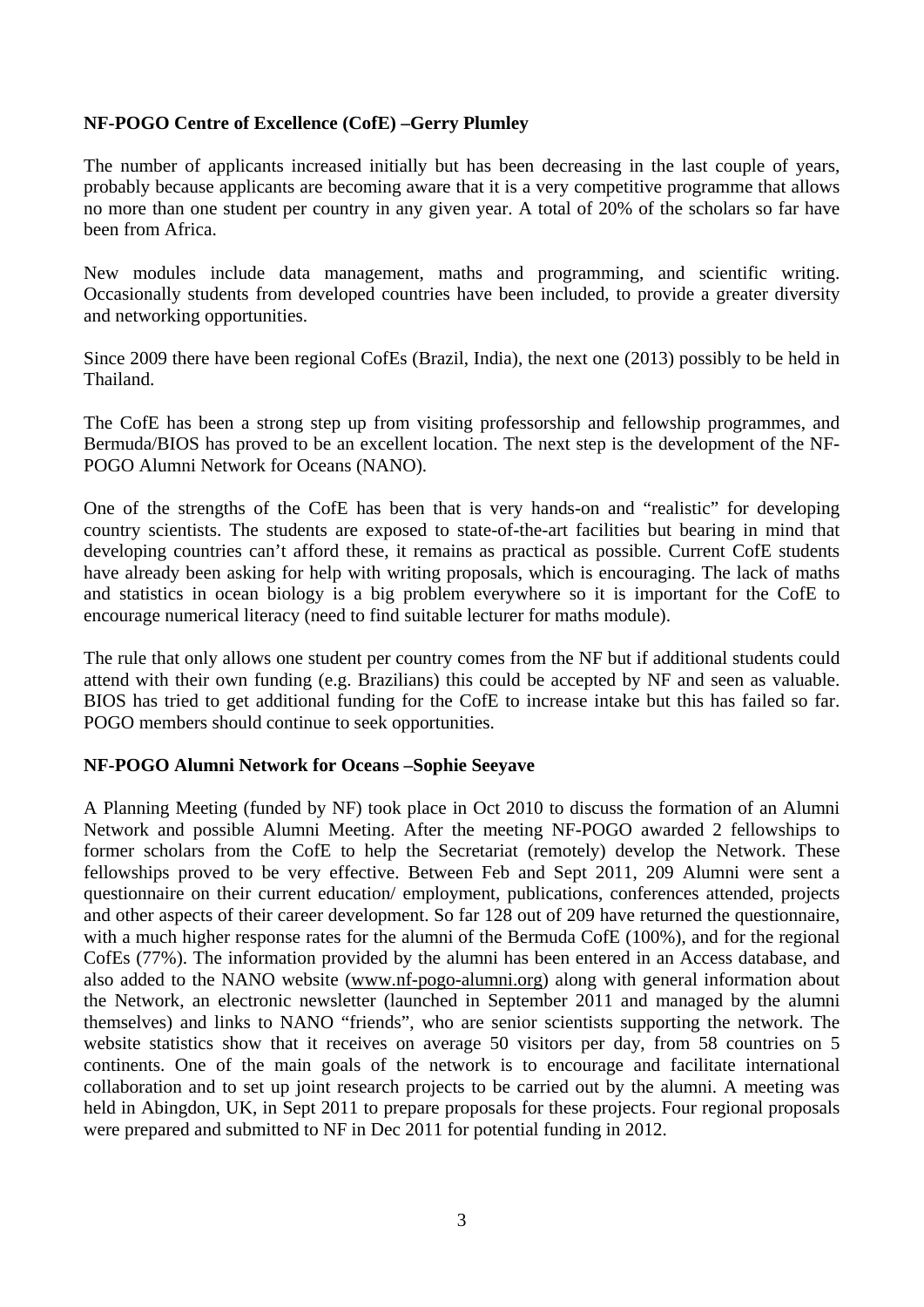**NF-POGO Centre of Excellence (CofE) –Gerry Plumley**

The number of applicants increased initially but has been decreasing in the last couple of years, probably because applicants are becoming aware that it is a very competitive programme that allows no more than one student per country in any given year. A total of 20% of the scholars so far have been from Africa.

New modules include data management, maths and programming, and scientific writing. Occasionally students from developed countries have been included, to provide a greater diversity and networking opportunities.

Since 2009 there have been regional CofEs (Brazil, India), the next one (2013) possibly to be held in Thailand.

The CofE has been a strong step up from visiting professorship and fellowship programmes, and Bermuda/BIOS has proved to be an excellent location. The next step is the development of the NF-POGO Alumni Network for Oceans (NANO).

One of the strengths of the CofE has been that is very hands-on and "realistic" for developing country scientists. The students are exposed to state-of-the-art facilities but bearing in mind that developing countries can't afford these, it remains as practical as possible. Current CofE students have already been asking for help with writing proposals, which is encouraging. The lack of maths and statistics in ocean biology is a big problem everywhere so it is important for the CofE to encourage numerical literacy (need to find suitable lecturer for maths module).

The rule that only allows one student per country comes from the NF but if additional students could attend with their own funding (e.g. Brazilians) this could be accepted by NF and seen as valuable. BIOS has tried to get additional funding for the CofE to increase intake but this has failed so far. POGO members should continue to seek opportunities.

**NF-POGO Alumni Network for Oceans –Sophie Seeyave**

A Planning Meeting (funded by NF) took place in Oct 2010 to discuss the formation of an Alumni Network and possible Alumni Meeting. After the meeting NF-POGO awarded 2 fellowships to former scholars from the CofE to help the Secretariat (remotely) develop the Network. These fellowships proved to be very effective. Between Feb and Sept 2011, 209 Alumni were sent a questionnaire on their current education/ employment, publications, conferences attended, projects and other aspects of their career development. So far 128 out of 209 have returned the questionnaire, with a much higher response rates for the alumni of the Bermuda CofE (100%), and for the regional CofEs (77%). The information provided by the alumni has been entered in an Access database, and also added to the NANO website (www.nf-pogo-alumni.org) along with general information about the Network, an electronic newsletter (launched in September 2011 and managed by the alumni themselves) and links to NANO "friends", who are senior scientists supporting the network. The website statistics show that it receives on average 50 visitors per day, from 58 countries on 5 continents. One of the main goals of the network is to encourage and facilitate international collaboration and to set up joint research projects to be carried out by the alumni. A meeting was held in Abingdon, UK, in Sept 2011 to prepare proposals for these projects. Four regional proposals were prepared and submitted to NF in Dec 2011 for potential funding in 2012.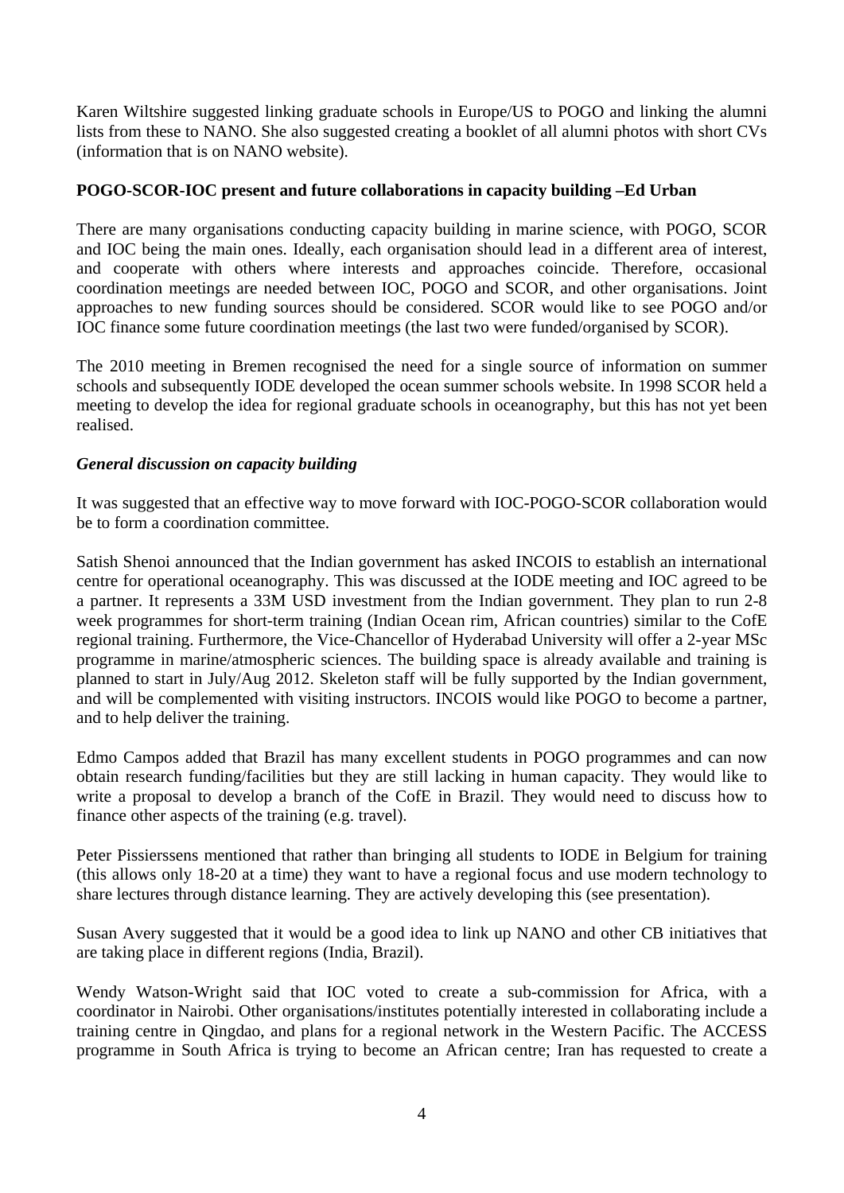Karen Wiltshire suggested linking graduate schools in Europe/US to POGO and linking the alumni lists from these to NANO. She also suggested creating a booklet of all alumni photos with short CVs (information that is on NANO website).

**POGO-SCOR-IOC present and future collaborations in capacity building –Ed Urban**

There are many organisations conducting capacity building in marine science, with POGO, SCOR and IOC being the main ones. Ideally, each organisation should lead in a different area of interest, and cooperate with others where interests and approaches coincide. Therefore, occasional coordination meetings are needed between IOC, POGO and SCOR, and other organisations. Joint approaches to new funding sources should be considered. SCOR would like to see POGO and/or IOC finance some future coordination meetings (the last two were funded/organised by SCOR).

The 2010 meeting in Bremen recognised the need for a single source of information on summer schools and subsequently IODE developed the ocean summer schools website. In 1998 SCOR held a meeting to develop the idea for regional graduate schools in oceanography, but this has not yet been realised.

***General discussion on capacity building***

It was suggested that an effective way to move forward with IOC-POGO-SCOR collaboration would be to form a coordination committee.

Satish Shenoi announced that the Indian government has asked INCOIS to establish an international centre for operational oceanography. This was discussed at the IODE meeting and IOC agreed to be a partner. It represents a 33M USD investment from the Indian government. They plan to run 2-8 week programmes for short-term training (Indian Ocean rim, African countries) similar to the CofE regional training. Furthermore, the Vice-Chancellor of Hyderabad University will offer a 2-year MSc programme in marine/atmospheric sciences. The building space is already available and training is planned to start in July/Aug 2012. Skeleton staff will be fully supported by the Indian government, and will be complemented with visiting instructors. INCOIS would like POGO to become a partner, and to help deliver the training.

Edmo Campos added that Brazil has many excellent students in POGO programmes and can now obtain research funding/facilities but they are still lacking in human capacity. They would like to write a proposal to develop a branch of the CofE in Brazil. They would need to discuss how to finance other aspects of the training (e.g. travel).

Peter Pissierssens mentioned that rather than bringing all students to IODE in Belgium for training (this allows only 18-20 at a time) they want to have a regional focus and use modern technology to share lectures through distance learning. They are actively developing this (see presentation).

Susan Avery suggested that it would be a good idea to link up NANO and other CB initiatives that are taking place in different regions (India, Brazil).

Wendy Watson-Wright said that IOC voted to create a sub-commission for Africa, with a coordinator in Nairobi. Other organisations/institutes potentially interested in collaborating include a training centre in Qingdao, and plans for a regional network in the Western Pacific. The ACCESS programme in South Africa is trying to become an African centre; Iran has requested to create a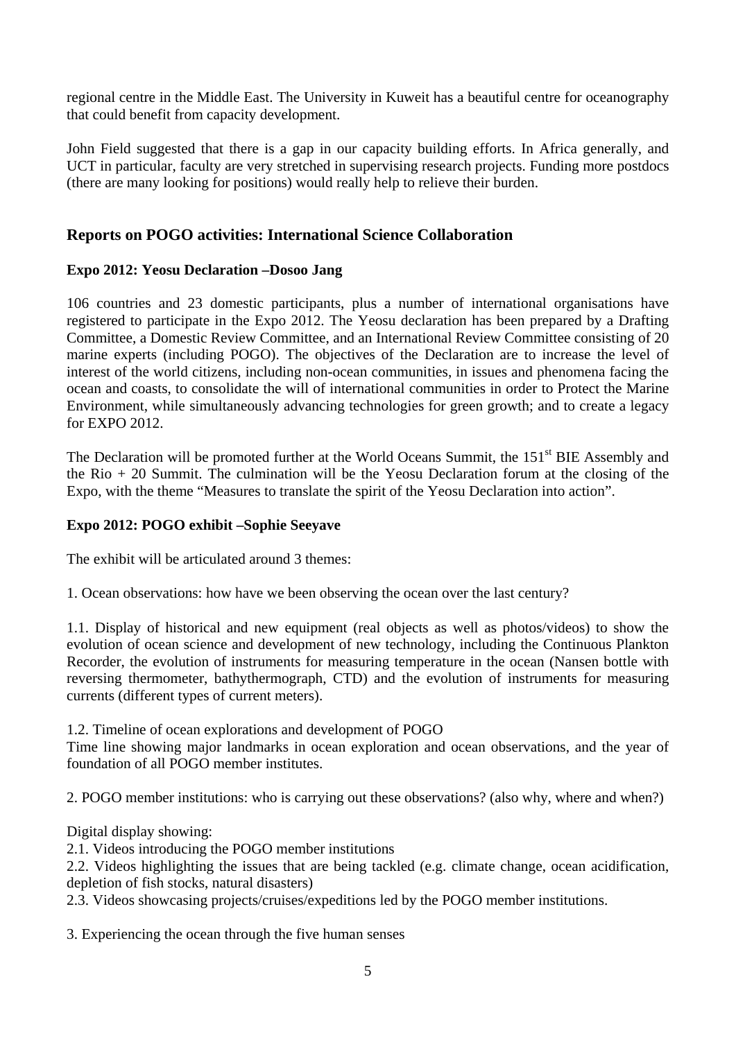regional centre in the Middle East. The University in Kuweit has a beautiful centre for oceanography that could benefit from capacity development.

John Field suggested that there is a gap in our capacity building efforts. In Africa generally, and UCT in particular, faculty are very stretched in supervising research projects. Funding more postdocs (there are many looking for positions) would really help to relieve their burden.

## Reports on POGO activities: International Science Collaboration

### Expo 2012: Yeosu Declaration –Dosoo Jang

106 countries and 23 domestic participants, plus a number of international organisations have registered to participate in the Expo 2012. The Yeosu declaration has been prepared by a Drafting Committee, a Domestic Review Committee, and an International Review Committee consisting of 20 marine experts (including POGO). The objectives of the Declaration are to increase the level of interest of the world citizens, including non-ocean communities, in issues and phenomena facing the ocean and coasts, to consolidate the will of international communities in order to Protect the Marine Environment, while simultaneously advancing technologies for green growth; and to create a legacy for EXPO 2012.

The Declaration will be promoted further at the World Oceans Summit, the 151st BIE Assembly and the Rio + 20 Summit. The culmination will be the Yeosu Declaration forum at the closing of the Expo, with the theme "Measures to translate the spirit of the Yeosu Declaration into action".

### Expo 2012: POGO exhibit –Sophie Seeyave

The exhibit will be articulated around 3 themes:

1. Ocean observations: how have we been observing the ocean over the last century?

1.1. Display of historical and new equipment (real objects as well as photos/videos) to show the evolution of ocean science and development of new technology, including the Continuous Plankton Recorder, the evolution of instruments for measuring temperature in the ocean (Nansen bottle with reversing thermometer, bathythermograph, CTD) and the evolution of instruments for measuring currents (different types of current meters).

1.2. Timeline of ocean explorations and development of POGO
Time line showing major landmarks in ocean exploration and ocean observations, and the year of foundation of all POGO member institutes.

2. POGO member institutions: who is carrying out these observations? (also why, where and when?)

Digital display showing:
2.1. Videos introducing the POGO member institutions
2.2. Videos highlighting the issues that are being tackled (e.g. climate change, ocean acidification, depletion of fish stocks, natural disasters)
2.3. Videos showcasing projects/cruises/expeditions led by the POGO member institutions.

3. Experiencing the ocean through the five human senses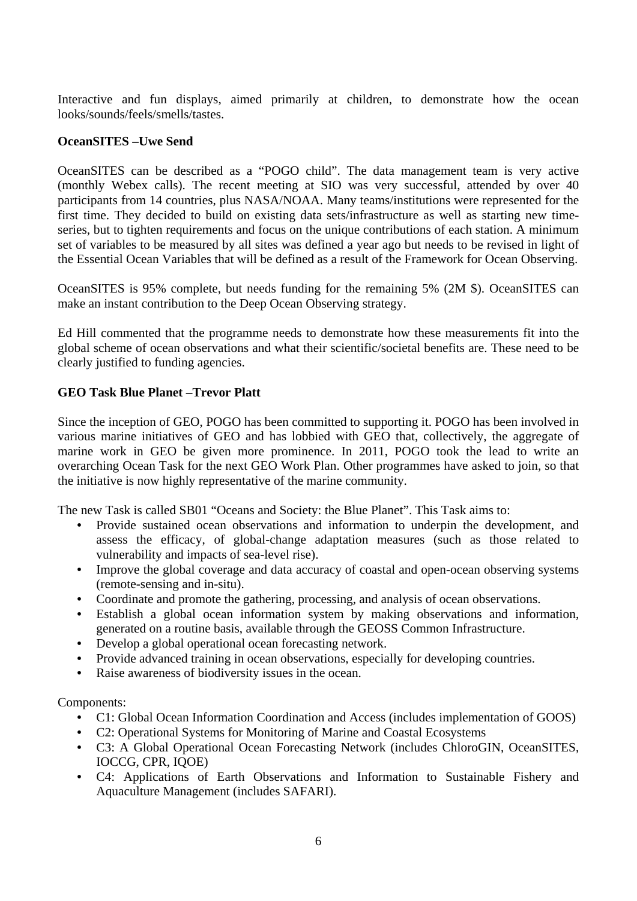Interactive and fun displays, aimed primarily at children, to demonstrate how the ocean looks/sounds/feels/smells/tastes.

**OceanSITES –Uwe Send**

OceanSITES can be described as a "POGO child". The data management team is very active (monthly Webex calls). The recent meeting at SIO was very successful, attended by over 40 participants from 14 countries, plus NASA/NOAA. Many teams/institutions were represented for the first time. They decided to build on existing data sets/infrastructure as well as starting new time-series, but to tighten requirements and focus on the unique contributions of each station. A minimum set of variables to be measured by all sites was defined a year ago but needs to be revised in light of the Essential Ocean Variables that will be defined as a result of the Framework for Ocean Observing.

OceanSITES is 95% complete, but needs funding for the remaining 5% (2M $). OceanSITES can make an instant contribution to the Deep Ocean Observing strategy.

Ed Hill commented that the programme needs to demonstrate how these measurements fit into the global scheme of ocean observations and what their scientific/societal benefits are. These need to be clearly justified to funding agencies.

**GEO Task Blue Planet –Trevor Platt**

Since the inception of GEO, POGO has been committed to supporting it. POGO has been involved in various marine initiatives of GEO and has lobbied with GEO that, collectively, the aggregate of marine work in GEO be given more prominence. In 2011, POGO took the lead to write an overarching Ocean Task for the next GEO Work Plan. Other programmes have asked to join, so that the initiative is now highly representative of the marine community.

The new Task is called SB01 "Oceans and Society: the Blue Planet". This Task aims to:

- Provide sustained ocean observations and information to underpin the development, and assess the efficacy, of global-change adaptation measures (such as those related to vulnerability and impacts of sea-level rise).
- Improve the global coverage and data accuracy of coastal and open-ocean observing systems (remote-sensing and in-situ).
- Coordinate and promote the gathering, processing, and analysis of ocean observations.
- Establish a global ocean information system by making observations and information, generated on a routine basis, available through the GEOSS Common Infrastructure.
- Develop a global operational ocean forecasting network.
- Provide advanced training in ocean observations, especially for developing countries.
- Raise awareness of biodiversity issues in the ocean.

Components:

- C1: Global Ocean Information Coordination and Access (includes implementation of GOOS)
- C2: Operational Systems for Monitoring of Marine and Coastal Ecosystems
- C3: A Global Operational Ocean Forecasting Network (includes ChloroGIN, OceanSITES, IOCCG, CPR, IQOE)
- C4: Applications of Earth Observations and Information to Sustainable Fishery and Aquaculture Management (includes SAFARI).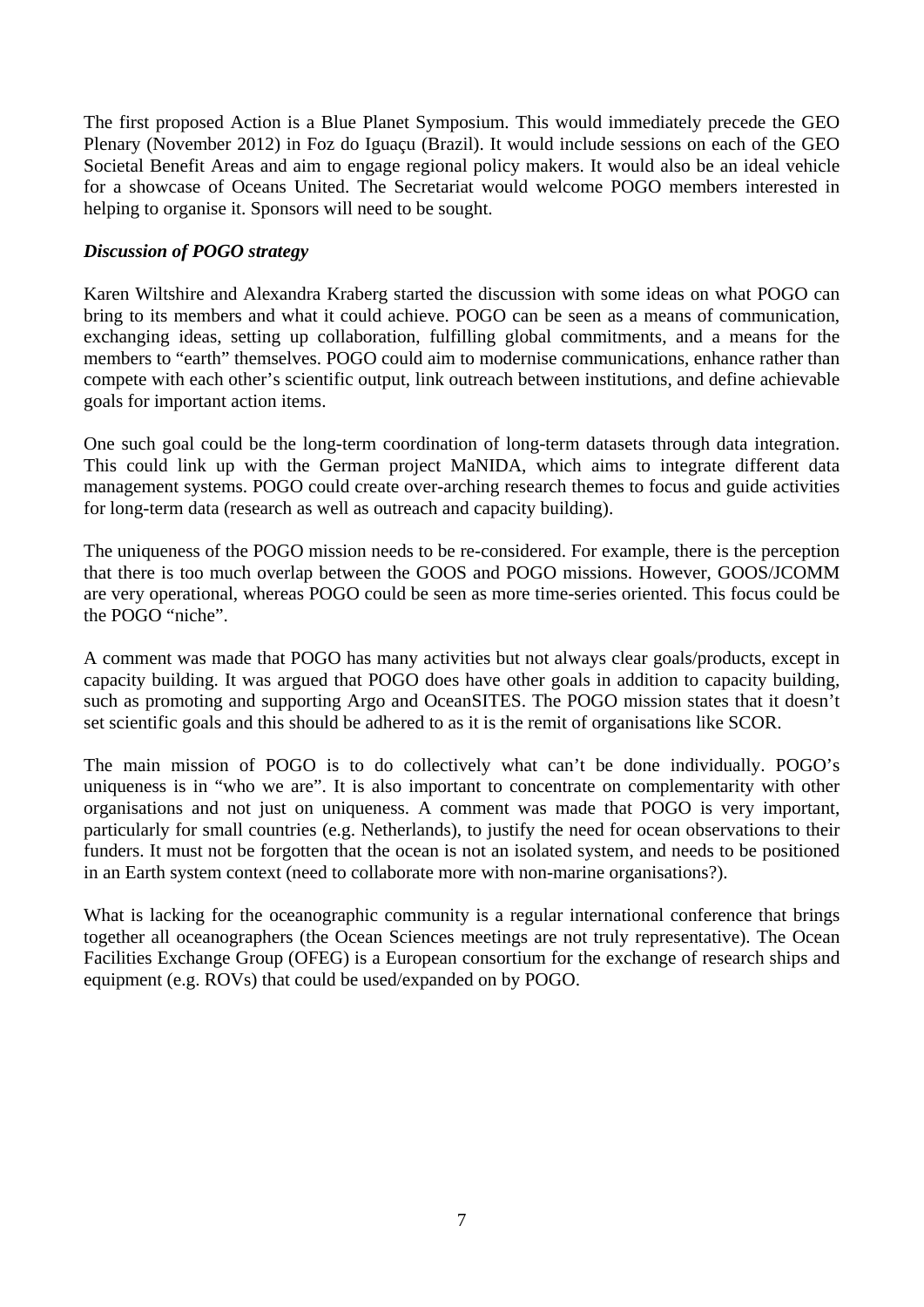The first proposed Action is a Blue Planet Symposium. This would immediately precede the GEO Plenary (November 2012) in Foz do Iguaçu (Brazil). It would include sessions on each of the GEO Societal Benefit Areas and aim to engage regional policy makers. It would also be an ideal vehicle for a showcase of Oceans United. The Secretariat would welcome POGO members interested in helping to organise it. Sponsors will need to be sought.

***Discussion of POGO strategy***

Karen Wiltshire and Alexandra Kraberg started the discussion with some ideas on what POGO can bring to its members and what it could achieve. POGO can be seen as a means of communication, exchanging ideas, setting up collaboration, fulfilling global commitments, and a means for the members to "earth" themselves. POGO could aim to modernise communications, enhance rather than compete with each other's scientific output, link outreach between institutions, and define achievable goals for important action items.

One such goal could be the long-term coordination of long-term datasets through data integration. This could link up with the German project MaNIDA, which aims to integrate different data management systems. POGO could create over-arching research themes to focus and guide activities for long-term data (research as well as outreach and capacity building).

The uniqueness of the POGO mission needs to be re-considered. For example, there is the perception that there is too much overlap between the GOOS and POGO missions. However, GOOS/JCOMM are very operational, whereas POGO could be seen as more time-series oriented. This focus could be the POGO "niche".

A comment was made that POGO has many activities but not always clear goals/products, except in capacity building. It was argued that POGO does have other goals in addition to capacity building, such as promoting and supporting Argo and OceanSITES. The POGO mission states that it doesn't set scientific goals and this should be adhered to as it is the remit of organisations like SCOR.

The main mission of POGO is to do collectively what can't be done individually. POGO's uniqueness is in "who we are". It is also important to concentrate on complementarity with other organisations and not just on uniqueness. A comment was made that POGO is very important, particularly for small countries (e.g. Netherlands), to justify the need for ocean observations to their funders. It must not be forgotten that the ocean is not an isolated system, and needs to be positioned in an Earth system context (need to collaborate more with non-marine organisations?).

What is lacking for the oceanographic community is a regular international conference that brings together all oceanographers (the Ocean Sciences meetings are not truly representative). The Ocean Facilities Exchange Group (OFEG) is a European consortium for the exchange of research ships and equipment (e.g. ROVs) that could be used/expanded on by POGO.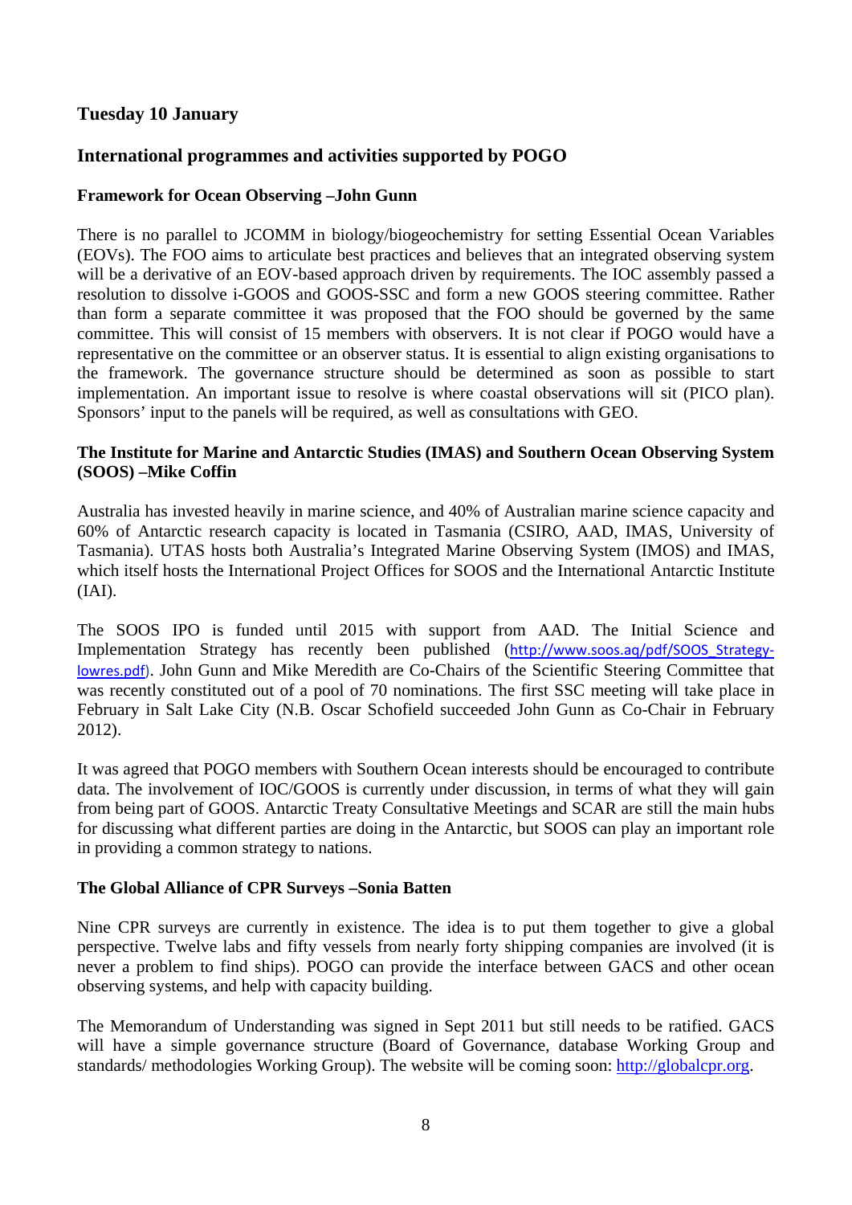## Tuesday 10 January

## International programmes and activities supported by POGO

### Framework for Ocean Observing –John Gunn

There is no parallel to JCOMM in biology/biogeochemistry for setting Essential Ocean Variables (EOVs). The FOO aims to articulate best practices and believes that an integrated observing system will be a derivative of an EOV-based approach driven by requirements. The IOC assembly passed a resolution to dissolve i-GOOS and GOOS-SSC and form a new GOOS steering committee. Rather than form a separate committee it was proposed that the FOO should be governed by the same committee. This will consist of 15 members with observers. It is not clear if POGO would have a representative on the committee or an observer status. It is essential to align existing organisations to the framework. The governance structure should be determined as soon as possible to start implementation. An important issue to resolve is where coastal observations will sit (PICO plan). Sponsors' input to the panels will be required, as well as consultations with GEO.

### The Institute for Marine and Antarctic Studies (IMAS) and Southern Ocean Observing System (SOOS) –Mike Coffin

Australia has invested heavily in marine science, and 40% of Australian marine science capacity and 60% of Antarctic research capacity is located in Tasmania (CSIRO, AAD, IMAS, University of Tasmania). UTAS hosts both Australia's Integrated Marine Observing System (IMOS) and IMAS, which itself hosts the International Project Offices for SOOS and the International Antarctic Institute (IAI).

The SOOS IPO is funded until 2015 with support from AAD. The Initial Science and Implementation Strategy has recently been published (http://www.soos.aq/pdf/SOOS_Strategy-lowres.pdf). John Gunn and Mike Meredith are Co-Chairs of the Scientific Steering Committee that was recently constituted out of a pool of 70 nominations. The first SSC meeting will take place in February in Salt Lake City (N.B. Oscar Schofield succeeded John Gunn as Co-Chair in February 2012).

It was agreed that POGO members with Southern Ocean interests should be encouraged to contribute data. The involvement of IOC/GOOS is currently under discussion, in terms of what they will gain from being part of GOOS. Antarctic Treaty Consultative Meetings and SCAR are still the main hubs for discussing what different parties are doing in the Antarctic, but SOOS can play an important role in providing a common strategy to nations.

### The Global Alliance of CPR Surveys –Sonia Batten

Nine CPR surveys are currently in existence. The idea is to put them together to give a global perspective. Twelve labs and fifty vessels from nearly forty shipping companies are involved (it is never a problem to find ships). POGO can provide the interface between GACS and other ocean observing systems, and help with capacity building.

The Memorandum of Understanding was signed in Sept 2011 but still needs to be ratified. GACS will have a simple governance structure (Board of Governance, database Working Group and standards/ methodologies Working Group). The website will be coming soon: http://globalcpr.org.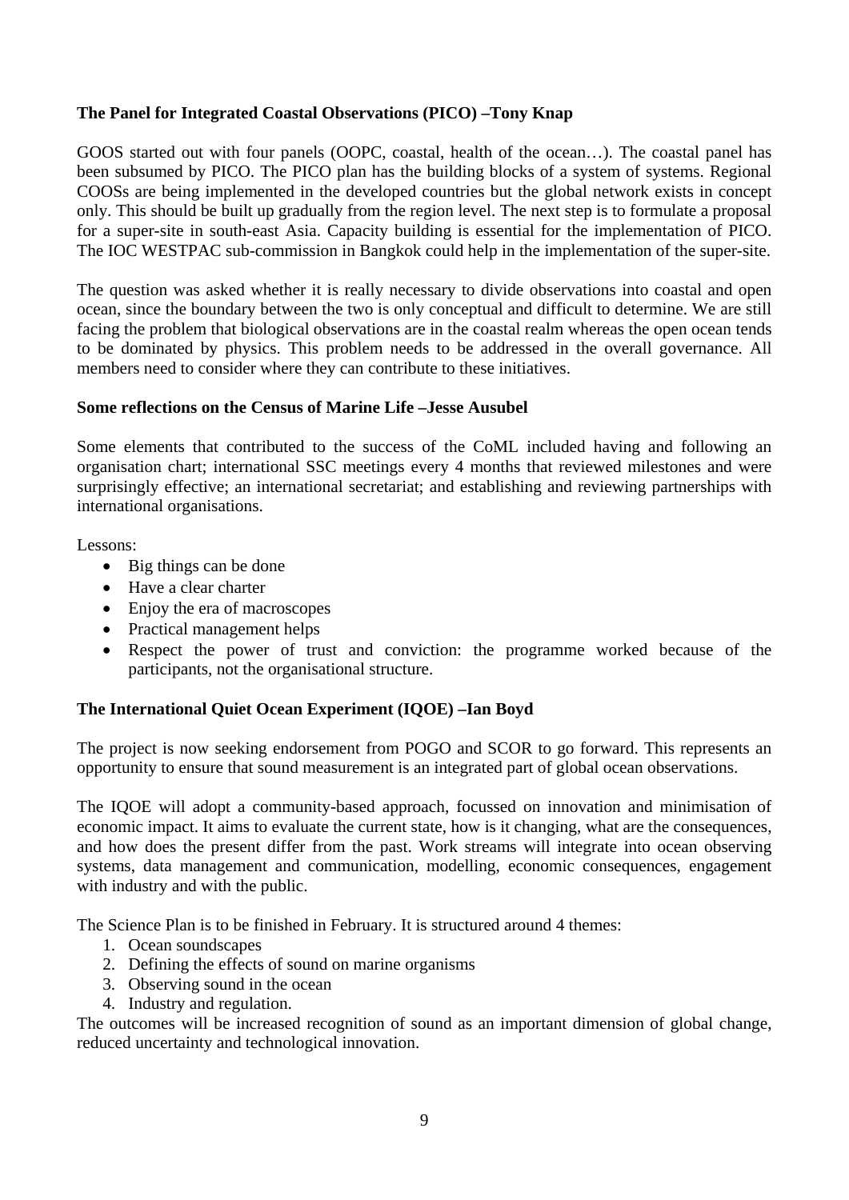**The Panel for Integrated Coastal Observations (PICO) –Tony Knap**

GOOS started out with four panels (OOPC, coastal, health of the ocean…). The coastal panel has been subsumed by PICO. The PICO plan has the building blocks of a system of systems. Regional COOSs are being implemented in the developed countries but the global network exists in concept only. This should be built up gradually from the region level. The next step is to formulate a proposal for a super-site in south-east Asia. Capacity building is essential for the implementation of PICO. The IOC WESTPAC sub-commission in Bangkok could help in the implementation of the super-site.

The question was asked whether it is really necessary to divide observations into coastal and open ocean, since the boundary between the two is only conceptual and difficult to determine. We are still facing the problem that biological observations are in the coastal realm whereas the open ocean tends to be dominated by physics. This problem needs to be addressed in the overall governance. All members need to consider where they can contribute to these initiatives.

**Some reflections on the Census of Marine Life –Jesse Ausubel**

Some elements that contributed to the success of the CoML included having and following an organisation chart; international SSC meetings every 4 months that reviewed milestones and were surprisingly effective; an international secretariat; and establishing and reviewing partnerships with international organisations.

Lessons:

- Big things can be done
- Have a clear charter
- Enjoy the era of macroscopes
- Practical management helps
- Respect the power of trust and conviction: the programme worked because of the participants, not the organisational structure.

**The International Quiet Ocean Experiment (IQOE) –Ian Boyd**

The project is now seeking endorsement from POGO and SCOR to go forward. This represents an opportunity to ensure that sound measurement is an integrated part of global ocean observations.

The IQOE will adopt a community-based approach, focussed on innovation and minimisation of economic impact. It aims to evaluate the current state, how is it changing, what are the consequences, and how does the present differ from the past. Work streams will integrate into ocean observing systems, data management and communication, modelling, economic consequences, engagement with industry and with the public.

The Science Plan is to be finished in February. It is structured around 4 themes:

1. Ocean soundscapes
2. Defining the effects of sound on marine organisms
3. Observing sound in the ocean
4. Industry and regulation.

The outcomes will be increased recognition of sound as an important dimension of global change, reduced uncertainty and technological innovation.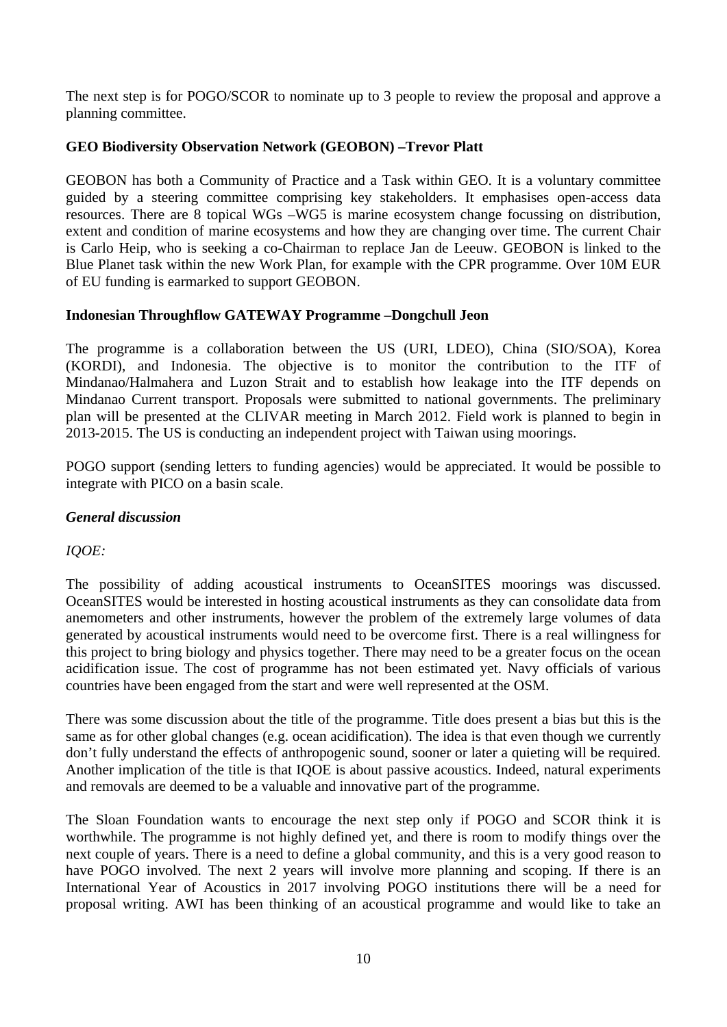The next step is for POGO/SCOR to nominate up to 3 people to review the proposal and approve a planning committee.

**GEO Biodiversity Observation Network (GEOBON) –Trevor Platt**

GEOBON has both a Community of Practice and a Task within GEO. It is a voluntary committee guided by a steering committee comprising key stakeholders. It emphasises open-access data resources. There are 8 topical WGs –WG5 is marine ecosystem change focussing on distribution, extent and condition of marine ecosystems and how they are changing over time. The current Chair is Carlo Heip, who is seeking a co-Chairman to replace Jan de Leeuw. GEOBON is linked to the Blue Planet task within the new Work Plan, for example with the CPR programme. Over 10M EUR of EU funding is earmarked to support GEOBON.

**Indonesian Throughflow GATEWAY Programme –Dongchull Jeon**

The programme is a collaboration between the US (URI, LDEO), China (SIO/SOA), Korea (KORDI), and Indonesia. The objective is to monitor the contribution to the ITF of Mindanao/Halmahera and Luzon Strait and to establish how leakage into the ITF depends on Mindanao Current transport. Proposals were submitted to national governments. The preliminary plan will be presented at the CLIVAR meeting in March 2012. Field work is planned to begin in 2013-2015. The US is conducting an independent project with Taiwan using moorings.

POGO support (sending letters to funding agencies) would be appreciated. It would be possible to integrate with PICO on a basin scale.

***General discussion***

*IQOE:*

The possibility of adding acoustical instruments to OceanSITES moorings was discussed. OceanSITES would be interested in hosting acoustical instruments as they can consolidate data from anemometers and other instruments, however the problem of the extremely large volumes of data generated by acoustical instruments would need to be overcome first. There is a real willingness for this project to bring biology and physics together. There may need to be a greater focus on the ocean acidification issue. The cost of programme has not been estimated yet. Navy officials of various countries have been engaged from the start and were well represented at the OSM.

There was some discussion about the title of the programme. Title does present a bias but this is the same as for other global changes (e.g. ocean acidification). The idea is that even though we currently don't fully understand the effects of anthropogenic sound, sooner or later a quieting will be required. Another implication of the title is that IQOE is about passive acoustics. Indeed, natural experiments and removals are deemed to be a valuable and innovative part of the programme.

The Sloan Foundation wants to encourage the next step only if POGO and SCOR think it is worthwhile. The programme is not highly defined yet, and there is room to modify things over the next couple of years. There is a need to define a global community, and this is a very good reason to have POGO involved. The next 2 years will involve more planning and scoping. If there is an International Year of Acoustics in 2017 involving POGO institutions there will be a need for proposal writing. AWI has been thinking of an acoustical programme and would like to take an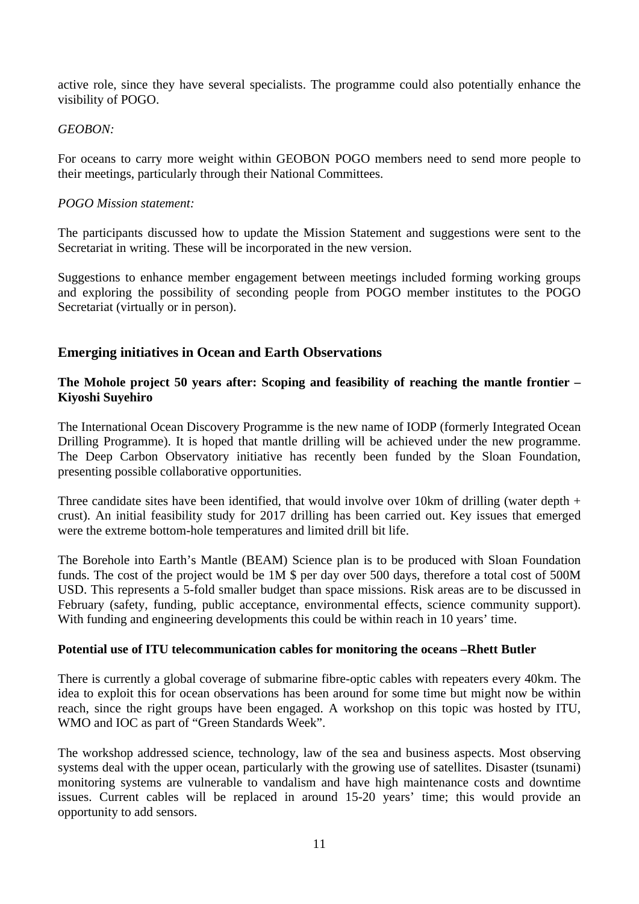active role, since they have several specialists. The programme could also potentially enhance the visibility of POGO.

*GEOBON:*

For oceans to carry more weight within GEOBON POGO members need to send more people to their meetings, particularly through their National Committees.

*POGO Mission statement:*

The participants discussed how to update the Mission Statement and suggestions were sent to the Secretariat in writing. These will be incorporated in the new version.

Suggestions to enhance member engagement between meetings included forming working groups and exploring the possibility of seconding people from POGO member institutes to the POGO Secretariat (virtually or in person).

## Emerging initiatives in Ocean and Earth Observations

**The Mohole project 50 years after: Scoping and feasibility of reaching the mantle frontier – Kiyoshi Suyehiro**

The International Ocean Discovery Programme is the new name of IODP (formerly Integrated Ocean Drilling Programme). It is hoped that mantle drilling will be achieved under the new programme. The Deep Carbon Observatory initiative has recently been funded by the Sloan Foundation, presenting possible collaborative opportunities.

Three candidate sites have been identified, that would involve over 10km of drilling (water depth + crust). An initial feasibility study for 2017 drilling has been carried out. Key issues that emerged were the extreme bottom-hole temperatures and limited drill bit life.

The Borehole into Earth's Mantle (BEAM) Science plan is to be produced with Sloan Foundation funds. The cost of the project would be 1M $ per day over 500 days, therefore a total cost of 500M USD. This represents a 5-fold smaller budget than space missions. Risk areas are to be discussed in February (safety, funding, public acceptance, environmental effects, science community support). With funding and engineering developments this could be within reach in 10 years' time.

**Potential use of ITU telecommunication cables for monitoring the oceans –Rhett Butler**

There is currently a global coverage of submarine fibre-optic cables with repeaters every 40km. The idea to exploit this for ocean observations has been around for some time but might now be within reach, since the right groups have been engaged. A workshop on this topic was hosted by ITU, WMO and IOC as part of "Green Standards Week".

The workshop addressed science, technology, law of the sea and business aspects. Most observing systems deal with the upper ocean, particularly with the growing use of satellites. Disaster (tsunami) monitoring systems are vulnerable to vandalism and have high maintenance costs and downtime issues. Current cables will be replaced in around 15-20 years' time; this would provide an opportunity to add sensors.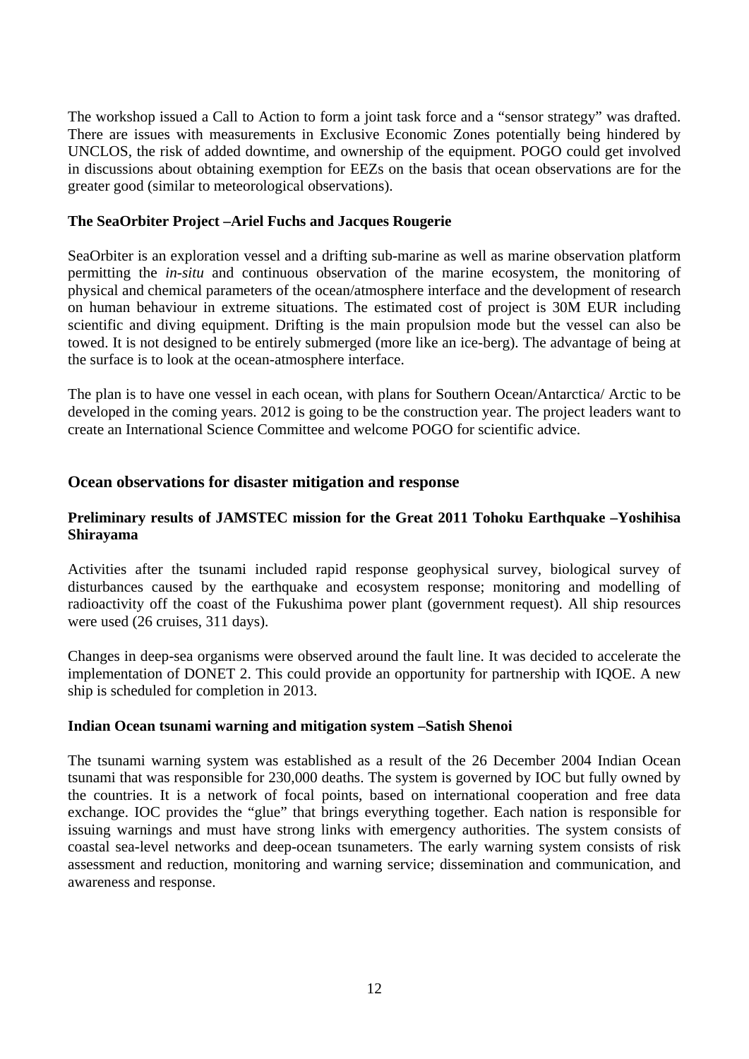The workshop issued a Call to Action to form a joint task force and a "sensor strategy" was drafted. There are issues with measurements in Exclusive Economic Zones potentially being hindered by UNCLOS, the risk of added downtime, and ownership of the equipment. POGO could get involved in discussions about obtaining exemption for EEZs on the basis that ocean observations are for the greater good (similar to meteorological observations).

**The SeaOrbiter Project –Ariel Fuchs and Jacques Rougerie**

SeaOrbiter is an exploration vessel and a drifting sub-marine as well as marine observation platform permitting the *in-situ* and continuous observation of the marine ecosystem, the monitoring of physical and chemical parameters of the ocean/atmosphere interface and the development of research on human behaviour in extreme situations. The estimated cost of project is 30M EUR including scientific and diving equipment. Drifting is the main propulsion mode but the vessel can also be towed. It is not designed to be entirely submerged (more like an ice-berg). The advantage of being at the surface is to look at the ocean-atmosphere interface.

The plan is to have one vessel in each ocean, with plans for Southern Ocean/Antarctica/ Arctic to be developed in the coming years. 2012 is going to be the construction year. The project leaders want to create an International Science Committee and welcome POGO for scientific advice.

## Ocean observations for disaster mitigation and response

**Preliminary results of JAMSTEC mission for the Great 2011 Tohoku Earthquake –Yoshihisa Shirayama**

Activities after the tsunami included rapid response geophysical survey, biological survey of disturbances caused by the earthquake and ecosystem response; monitoring and modelling of radioactivity off the coast of the Fukushima power plant (government request). All ship resources were used (26 cruises, 311 days).

Changes in deep-sea organisms were observed around the fault line. It was decided to accelerate the implementation of DONET 2. This could provide an opportunity for partnership with IQOE. A new ship is scheduled for completion in 2013.

**Indian Ocean tsunami warning and mitigation system –Satish Shenoi**

The tsunami warning system was established as a result of the 26 December 2004 Indian Ocean tsunami that was responsible for 230,000 deaths. The system is governed by IOC but fully owned by the countries. It is a network of focal points, based on international cooperation and free data exchange. IOC provides the "glue" that brings everything together. Each nation is responsible for issuing warnings and must have strong links with emergency authorities. The system consists of coastal sea-level networks and deep-ocean tsunameters. The early warning system consists of risk assessment and reduction, monitoring and warning service; dissemination and communication, and awareness and response.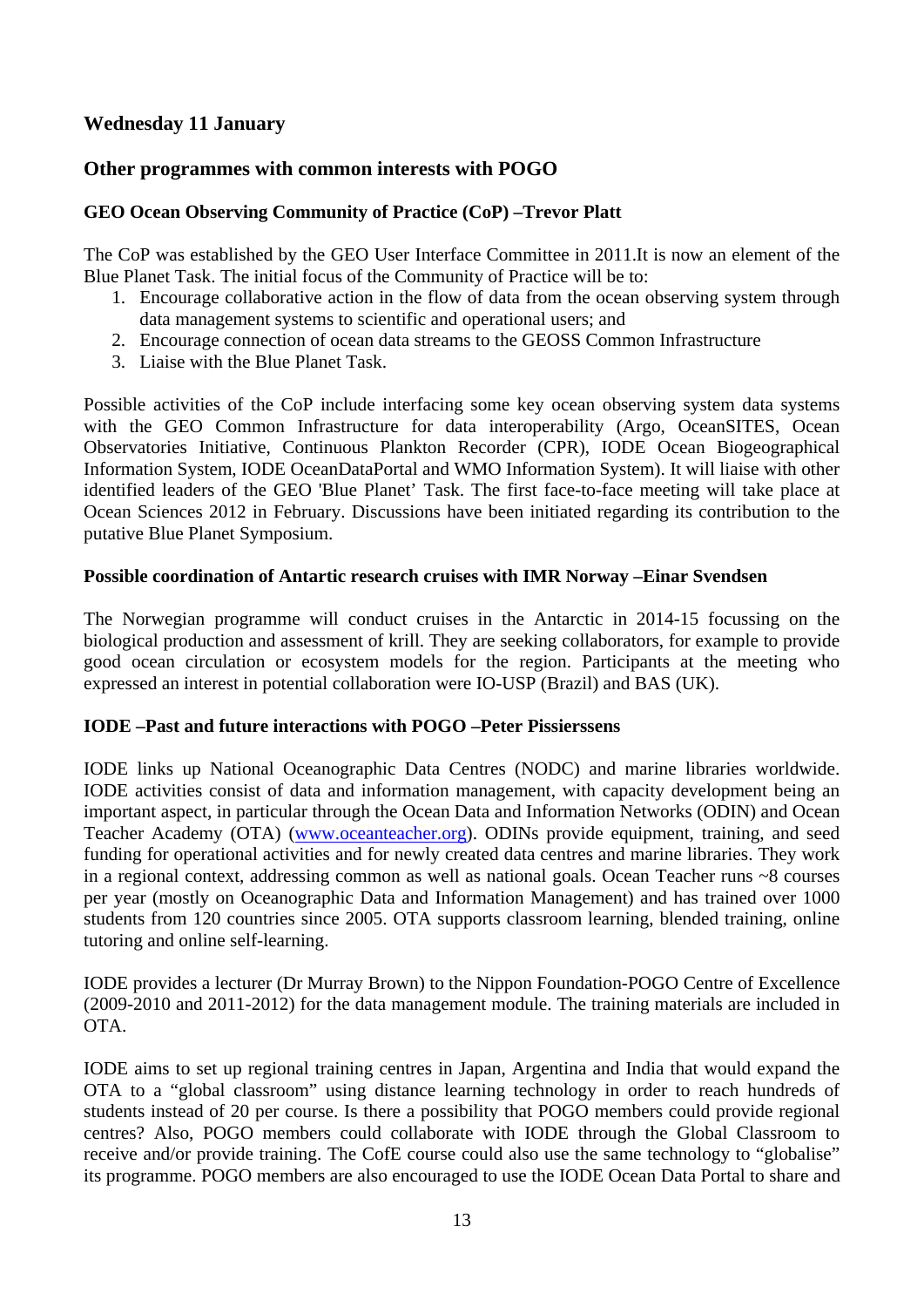## Wednesday 11 January

## Other programmes with common interests with POGO

### GEO Ocean Observing Community of Practice (CoP) –Trevor Platt

The CoP was established by the GEO User Interface Committee in 2011.It is now an element of the Blue Planet Task. The initial focus of the Community of Practice will be to:

1. Encourage collaborative action in the flow of data from the ocean observing system through data management systems to scientific and operational users; and
2. Encourage connection of ocean data streams to the GEOSS Common Infrastructure
3. Liaise with the Blue Planet Task.

Possible activities of the CoP include interfacing some key ocean observing system data systems with the GEO Common Infrastructure for data interoperability (Argo, OceanSITES, Ocean Observatories Initiative, Continuous Plankton Recorder (CPR), IODE Ocean Biogeographical Information System, IODE OceanDataPortal and WMO Information System). It will liaise with other identified leaders of the GEO 'Blue Planet' Task. The first face-to-face meeting will take place at Ocean Sciences 2012 in February. Discussions have been initiated regarding its contribution to the putative Blue Planet Symposium.

### Possible coordination of Antartic research cruises with IMR Norway –Einar Svendsen

The Norwegian programme will conduct cruises in the Antarctic in 2014-15 focussing on the biological production and assessment of krill. They are seeking collaborators, for example to provide good ocean circulation or ecosystem models for the region. Participants at the meeting who expressed an interest in potential collaboration were IO-USP (Brazil) and BAS (UK).

### IODE –Past and future interactions with POGO –Peter Pissierssens

IODE links up National Oceanographic Data Centres (NODC) and marine libraries worldwide. IODE activities consist of data and information management, with capacity development being an important aspect, in particular through the Ocean Data and Information Networks (ODIN) and Ocean Teacher Academy (OTA) (www.oceanteacher.org). ODINs provide equipment, training, and seed funding for operational activities and for newly created data centres and marine libraries. They work in a regional context, addressing common as well as national goals. Ocean Teacher runs ~8 courses per year (mostly on Oceanographic Data and Information Management) and has trained over 1000 students from 120 countries since 2005. OTA supports classroom learning, blended training, online tutoring and online self-learning.

IODE provides a lecturer (Dr Murray Brown) to the Nippon Foundation-POGO Centre of Excellence (2009-2010 and 2011-2012) for the data management module. The training materials are included in OTA.

IODE aims to set up regional training centres in Japan, Argentina and India that would expand the OTA to a "global classroom" using distance learning technology in order to reach hundreds of students instead of 20 per course. Is there a possibility that POGO members could provide regional centres? Also, POGO members could collaborate with IODE through the Global Classroom to receive and/or provide training. The CofE course could also use the same technology to "globalise" its programme. POGO members are also encouraged to use the IODE Ocean Data Portal to share and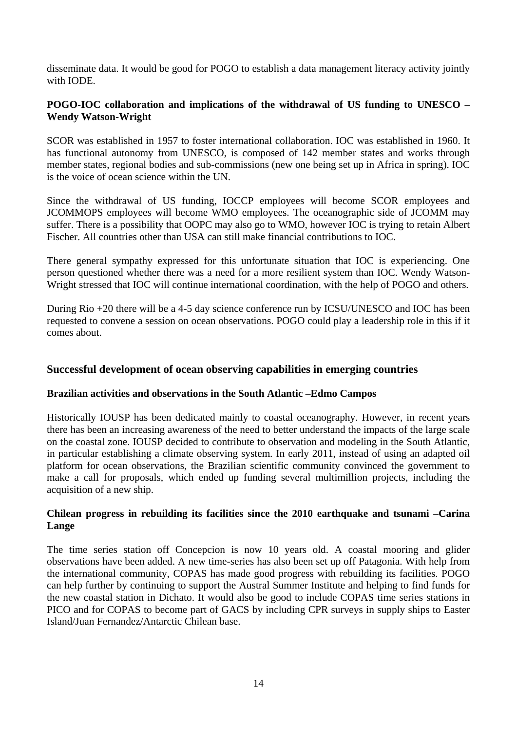disseminate data. It would be good for POGO to establish a data management literacy activity jointly with IODE.

**POGO-IOC collaboration and implications of the withdrawal of US funding to UNESCO – Wendy Watson-Wright**

SCOR was established in 1957 to foster international collaboration. IOC was established in 1960. It has functional autonomy from UNESCO, is composed of 142 member states and works through member states, regional bodies and sub-commissions (new one being set up in Africa in spring). IOC is the voice of ocean science within the UN.

Since the withdrawal of US funding, IOCCP employees will become SCOR employees and JCOMMOPS employees will become WMO employees. The oceanographic side of JCOMM may suffer. There is a possibility that OOPC may also go to WMO, however IOC is trying to retain Albert Fischer. All countries other than USA can still make financial contributions to IOC.

There general sympathy expressed for this unfortunate situation that IOC is experiencing. One person questioned whether there was a need for a more resilient system than IOC. Wendy Watson-Wright stressed that IOC will continue international coordination, with the help of POGO and others.

During Rio +20 there will be a 4-5 day science conference run by ICSU/UNESCO and IOC has been requested to convene a session on ocean observations. POGO could play a leadership role in this if it comes about.

## Successful development of ocean observing capabilities in emerging countries

**Brazilian activities and observations in the South Atlantic –Edmo Campos**

Historically IOUSP has been dedicated mainly to coastal oceanography. However, in recent years there has been an increasing awareness of the need to better understand the impacts of the large scale on the coastal zone. IOUSP decided to contribute to observation and modeling in the South Atlantic, in particular establishing a climate observing system. In early 2011, instead of using an adapted oil platform for ocean observations, the Brazilian scientific community convinced the government to make a call for proposals, which ended up funding several multimillion projects, including the acquisition of a new ship.

**Chilean progress in rebuilding its facilities since the 2010 earthquake and tsunami –Carina Lange**

The time series station off Concepcion is now 10 years old. A coastal mooring and glider observations have been added. A new time-series has also been set up off Patagonia. With help from the international community, COPAS has made good progress with rebuilding its facilities. POGO can help further by continuing to support the Austral Summer Institute and helping to find funds for the new coastal station in Dichato. It would also be good to include COPAS time series stations in PICO and for COPAS to become part of GACS by including CPR surveys in supply ships to Easter Island/Juan Fernandez/Antarctic Chilean base.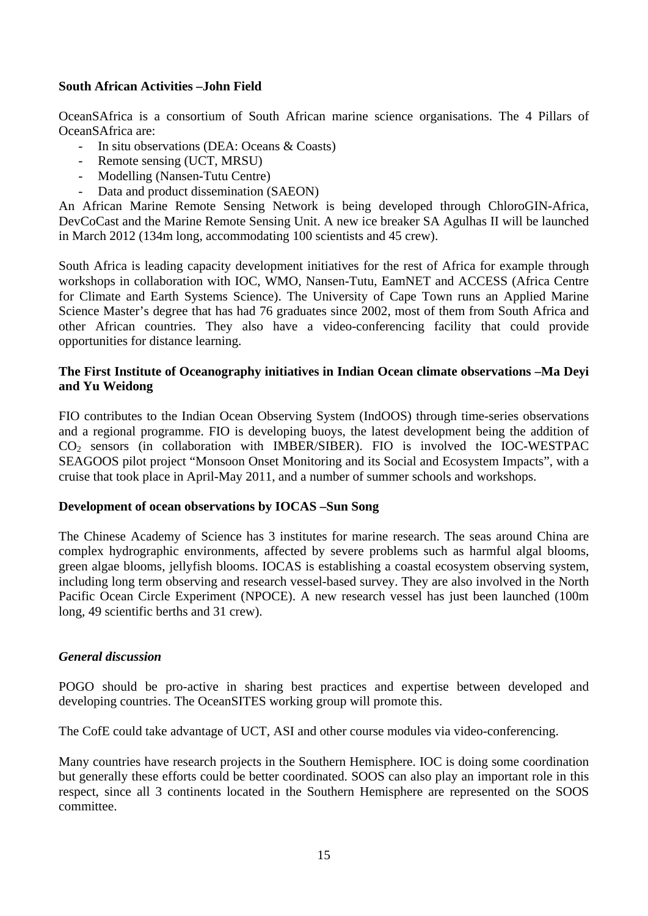**South African Activities –John Field**

OceanSAfrica is a consortium of South African marine science organisations. The 4 Pillars of OceanSAfrica are:

- In situ observations (DEA: Oceans & Coasts)
- Remote sensing (UCT, MRSU)
- Modelling (Nansen-Tutu Centre)
- Data and product dissemination (SAEON)

An African Marine Remote Sensing Network is being developed through ChloroGIN-Africa, DevCoCast and the Marine Remote Sensing Unit. A new ice breaker SA Agulhas II will be launched in March 2012 (134m long, accommodating 100 scientists and 45 crew).

South Africa is leading capacity development initiatives for the rest of Africa for example through workshops in collaboration with IOC, WMO, Nansen-Tutu, EamNET and ACCESS (Africa Centre for Climate and Earth Systems Science). The University of Cape Town runs an Applied Marine Science Master's degree that has had 76 graduates since 2002, most of them from South Africa and other African countries. They also have a video-conferencing facility that could provide opportunities for distance learning.

**The First Institute of Oceanography initiatives in Indian Ocean climate observations –Ma Deyi and Yu Weidong**

FIO contributes to the Indian Ocean Observing System (IndOOS) through time-series observations and a regional programme. FIO is developing buoys, the latest development being the addition of $CO_2$ sensors (in collaboration with IMBER/SIBER). FIO is involved the IOC-WESTPAC SEAGOOS pilot project "Monsoon Onset Monitoring and its Social and Ecosystem Impacts", with a cruise that took place in April-May 2011, and a number of summer schools and workshops.

**Development of ocean observations by IOCAS –Sun Song**

The Chinese Academy of Science has 3 institutes for marine research. The seas around China are complex hydrographic environments, affected by severe problems such as harmful algal blooms, green algae blooms, jellyfish blooms. IOCAS is establishing a coastal ecosystem observing system, including long term observing and research vessel-based survey. They are also involved in the North Pacific Ocean Circle Experiment (NPOCE). A new research vessel has just been launched (100m long, 49 scientific berths and 31 crew).

***General discussion***

POGO should be pro-active in sharing best practices and expertise between developed and developing countries. The OceanSITES working group will promote this.

The CofE could take advantage of UCT, ASI and other course modules via video-conferencing.

Many countries have research projects in the Southern Hemisphere. IOC is doing some coordination but generally these efforts could be better coordinated. SOOS can also play an important role in this respect, since all 3 continents located in the Southern Hemisphere are represented on the SOOS committee.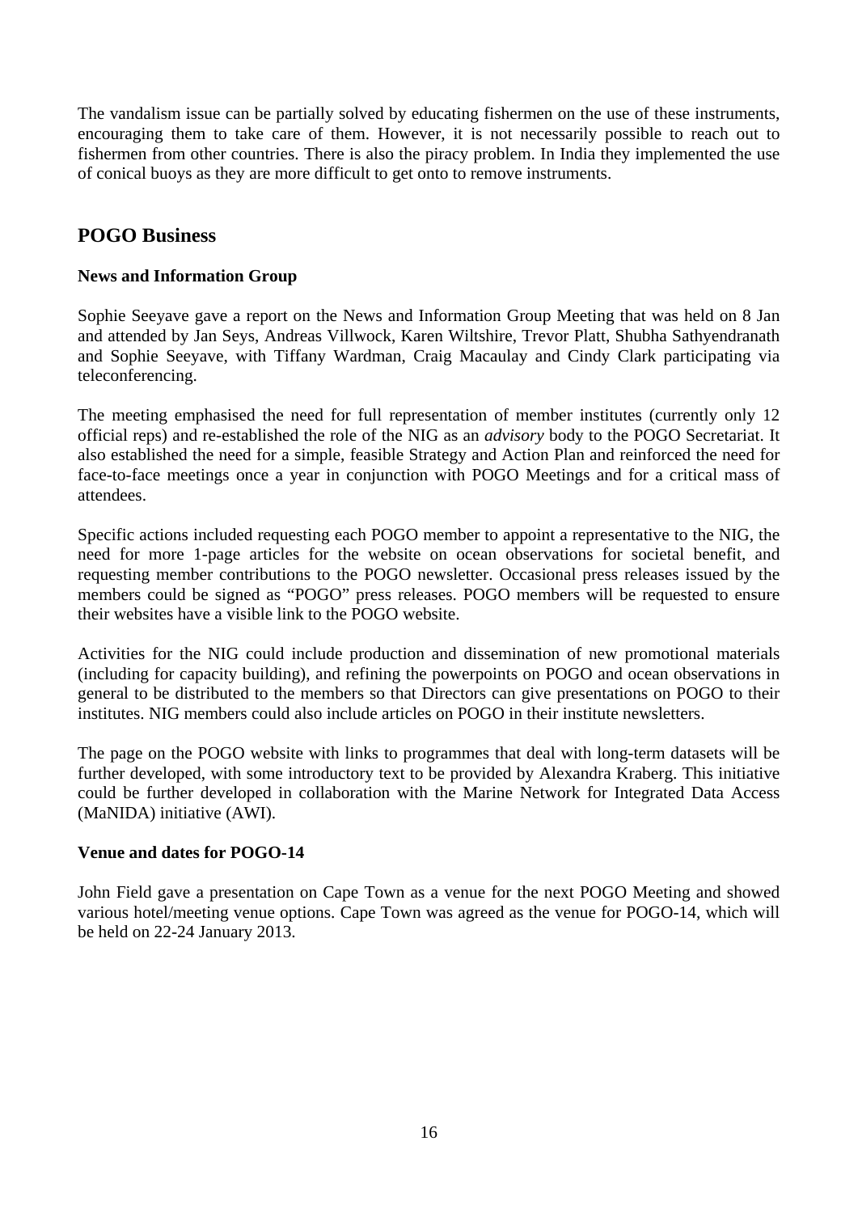The vandalism issue can be partially solved by educating fishermen on the use of these instruments, encouraging them to take care of them. However, it is not necessarily possible to reach out to fishermen from other countries. There is also the piracy problem. In India they implemented the use of conical buoys as they are more difficult to get onto to remove instruments.

## POGO Business

**News and Information Group**

Sophie Seeyave gave a report on the News and Information Group Meeting that was held on 8 Jan and attended by Jan Seys, Andreas Villwock, Karen Wiltshire, Trevor Platt, Shubha Sathyendranath and Sophie Seeyave, with Tiffany Wardman, Craig Macaulay and Cindy Clark participating via teleconferencing.

The meeting emphasised the need for full representation of member institutes (currently only 12 official reps) and re-established the role of the NIG as an *advisory* body to the POGO Secretariat. It also established the need for a simple, feasible Strategy and Action Plan and reinforced the need for face-to-face meetings once a year in conjunction with POGO Meetings and for a critical mass of attendees.

Specific actions included requesting each POGO member to appoint a representative to the NIG, the need for more 1-page articles for the website on ocean observations for societal benefit, and requesting member contributions to the POGO newsletter. Occasional press releases issued by the members could be signed as "POGO" press releases. POGO members will be requested to ensure their websites have a visible link to the POGO website.

Activities for the NIG could include production and dissemination of new promotional materials (including for capacity building), and refining the powerpoints on POGO and ocean observations in general to be distributed to the members so that Directors can give presentations on POGO to their institutes. NIG members could also include articles on POGO in their institute newsletters.

The page on the POGO website with links to programmes that deal with long-term datasets will be further developed, with some introductory text to be provided by Alexandra Kraberg. This initiative could be further developed in collaboration with the Marine Network for Integrated Data Access (MaNIDA) initiative (AWI).

**Venue and dates for POGO-14**

John Field gave a presentation on Cape Town as a venue for the next POGO Meeting and showed various hotel/meeting venue options. Cape Town was agreed as the venue for POGO-14, which will be held on 22-24 January 2013.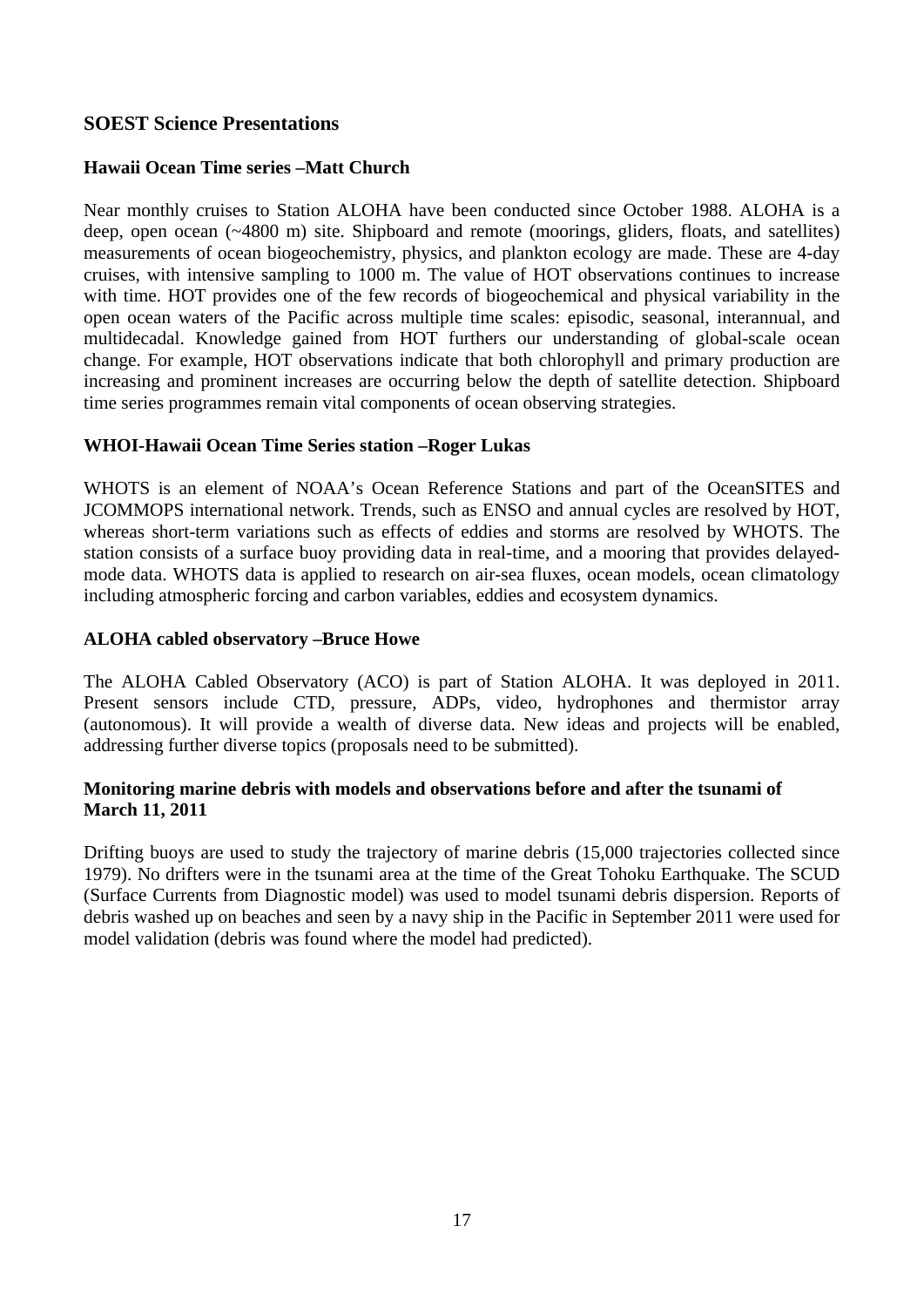## SOEST Science Presentations

### Hawaii Ocean Time series –Matt Church

Near monthly cruises to Station ALOHA have been conducted since October 1988. ALOHA is a deep, open ocean (~4800 m) site. Shipboard and remote (moorings, gliders, floats, and satellites) measurements of ocean biogeochemistry, physics, and plankton ecology are made. These are 4-day cruises, with intensive sampling to 1000 m. The value of HOT observations continues to increase with time. HOT provides one of the few records of biogeochemical and physical variability in the open ocean waters of the Pacific across multiple time scales: episodic, seasonal, interannual, and multidecadal. Knowledge gained from HOT furthers our understanding of global-scale ocean change. For example, HOT observations indicate that both chlorophyll and primary production are increasing and prominent increases are occurring below the depth of satellite detection. Shipboard time series programmes remain vital components of ocean observing strategies.

### WHOI-Hawaii Ocean Time Series station –Roger Lukas

WHOTS is an element of NOAA's Ocean Reference Stations and part of the OceanSITES and JCOMMOPS international network. Trends, such as ENSO and annual cycles are resolved by HOT, whereas short-term variations such as effects of eddies and storms are resolved by WHOTS. The station consists of a surface buoy providing data in real-time, and a mooring that provides delayed-mode data. WHOTS data is applied to research on air-sea fluxes, ocean models, ocean climatology including atmospheric forcing and carbon variables, eddies and ecosystem dynamics.

### ALOHA cabled observatory –Bruce Howe

The ALOHA Cabled Observatory (ACO) is part of Station ALOHA. It was deployed in 2011. Present sensors include CTD, pressure, ADPs, video, hydrophones and thermistor array (autonomous). It will provide a wealth of diverse data. New ideas and projects will be enabled, addressing further diverse topics (proposals need to be submitted).

### Monitoring marine debris with models and observations before and after the tsunami of March 11, 2011

Drifting buoys are used to study the trajectory of marine debris (15,000 trajectories collected since 1979). No drifters were in the tsunami area at the time of the Great Tohoku Earthquake. The SCUD (Surface Currents from Diagnostic model) was used to model tsunami debris dispersion. Reports of debris washed up on beaches and seen by a navy ship in the Pacific in September 2011 were used for model validation (debris was found where the model had predicted).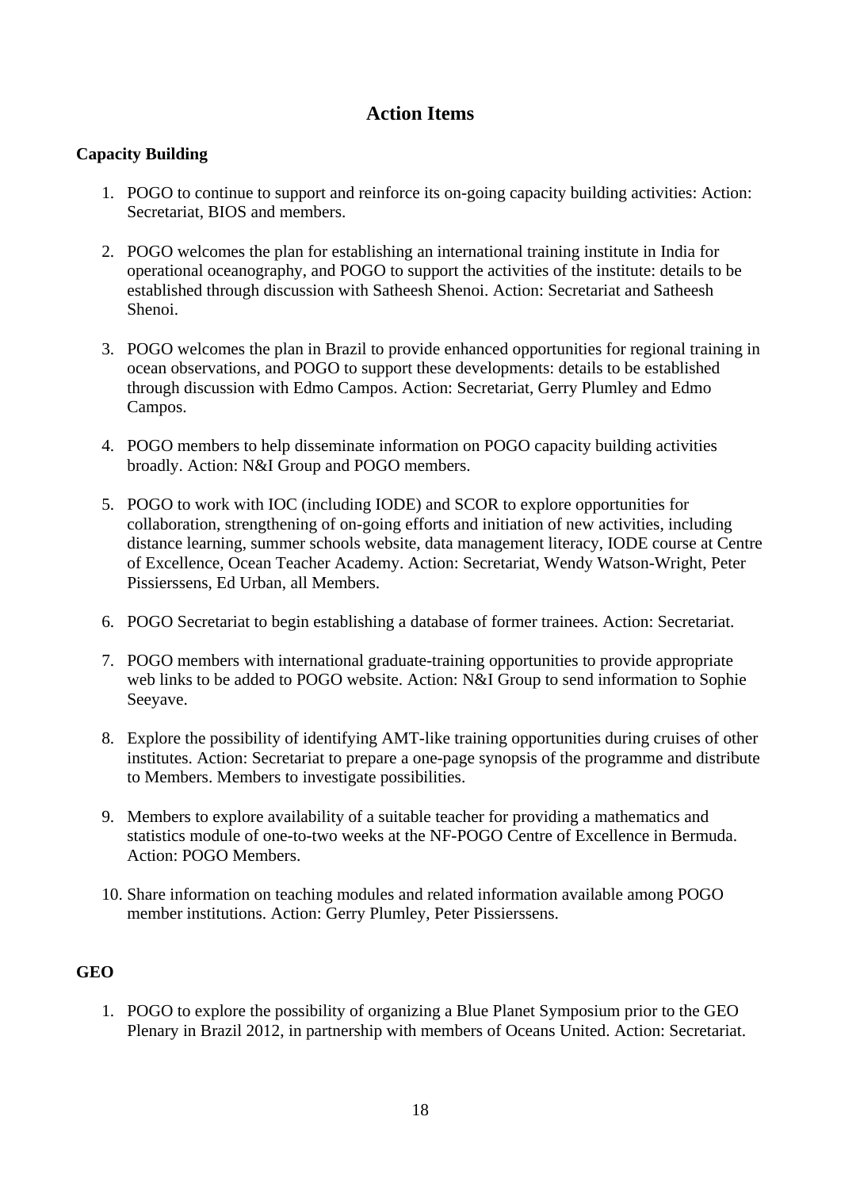# Action Items

**Capacity Building**

1. POGO to continue to support and reinforce its on-going capacity building activities: Action: Secretariat, BIOS and members.

2. POGO welcomes the plan for establishing an international training institute in India for operational oceanography, and POGO to support the activities of the institute: details to be established through discussion with Satheesh Shenoi. Action: Secretariat and Satheesh Shenoi.

3. POGO welcomes the plan in Brazil to provide enhanced opportunities for regional training in ocean observations, and POGO to support these developments: details to be established through discussion with Edmo Campos. Action: Secretariat, Gerry Plumley and Edmo Campos.

4. POGO members to help disseminate information on POGO capacity building activities broadly. Action: N&I Group and POGO members.

5. POGO to work with IOC (including IODE) and SCOR to explore opportunities for collaboration, strengthening of on-going efforts and initiation of new activities, including distance learning, summer schools website, data management literacy, IODE course at Centre of Excellence, Ocean Teacher Academy. Action: Secretariat, Wendy Watson-Wright, Peter Pissierssens, Ed Urban, all Members.

6. POGO Secretariat to begin establishing a database of former trainees. Action: Secretariat.

7. POGO members with international graduate-training opportunities to provide appropriate web links to be added to POGO website. Action: N&I Group to send information to Sophie Seeyave.

8. Explore the possibility of identifying AMT-like training opportunities during cruises of other institutes. Action: Secretariat to prepare a one-page synopsis of the programme and distribute to Members. Members to investigate possibilities.

9. Members to explore availability of a suitable teacher for providing a mathematics and statistics module of one-to-two weeks at the NF-POGO Centre of Excellence in Bermuda. Action: POGO Members.

10. Share information on teaching modules and related information available among POGO member institutions. Action: Gerry Plumley, Peter Pissierssens.

**GEO**

1. POGO to explore the possibility of organizing a Blue Planet Symposium prior to the GEO Plenary in Brazil 2012, in partnership with members of Oceans United. Action: Secretariat.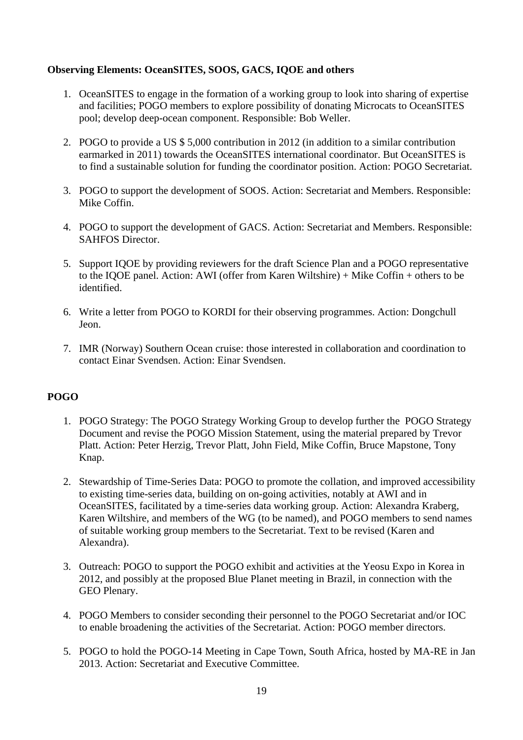**Observing Elements: OceanSITES, SOOS, GACS, IQOE and others**

1. OceanSITES to engage in the formation of a working group to look into sharing of expertise and facilities; POGO members to explore possibility of donating Microcats to OceanSITES pool; develop deep-ocean component. Responsible: Bob Weller.

2. POGO to provide a US $ 5,000 contribution in 2012 (in addition to a similar contribution earmarked in 2011) towards the OceanSITES international coordinator. But OceanSITES is to find a sustainable solution for funding the coordinator position. Action: POGO Secretariat.

3. POGO to support the development of SOOS. Action: Secretariat and Members. Responsible: Mike Coffin.

4. POGO to support the development of GACS. Action: Secretariat and Members. Responsible: SAHFOS Director.

5. Support IQOE by providing reviewers for the draft Science Plan and a POGO representative to the IQOE panel. Action: AWI (offer from Karen Wiltshire) + Mike Coffin + others to be identified.

6. Write a letter from POGO to KORDI for their observing programmes. Action: Dongchull Jeon.

7. IMR (Norway) Southern Ocean cruise: those interested in collaboration and coordination to contact Einar Svendsen. Action: Einar Svendsen.

**POGO**

1. POGO Strategy: The POGO Strategy Working Group to develop further the POGO Strategy Document and revise the POGO Mission Statement, using the material prepared by Trevor Platt. Action: Peter Herzig, Trevor Platt, John Field, Mike Coffin, Bruce Mapstone, Tony Knap.

2. Stewardship of Time-Series Data: POGO to promote the collation, and improved accessibility to existing time-series data, building on on-going activities, notably at AWI and in OceanSITES, facilitated by a time-series data working group. Action: Alexandra Kraberg, Karen Wiltshire, and members of the WG (to be named), and POGO members to send names of suitable working group members to the Secretariat. Text to be revised (Karen and Alexandra).

3. Outreach: POGO to support the POGO exhibit and activities at the Yeosu Expo in Korea in 2012, and possibly at the proposed Blue Planet meeting in Brazil, in connection with the GEO Plenary.

4. POGO Members to consider seconding their personnel to the POGO Secretariat and/or IOC to enable broadening the activities of the Secretariat. Action: POGO member directors.

5. POGO to hold the POGO-14 Meeting in Cape Town, South Africa, hosted by MA-RE in Jan 2013. Action: Secretariat and Executive Committee.